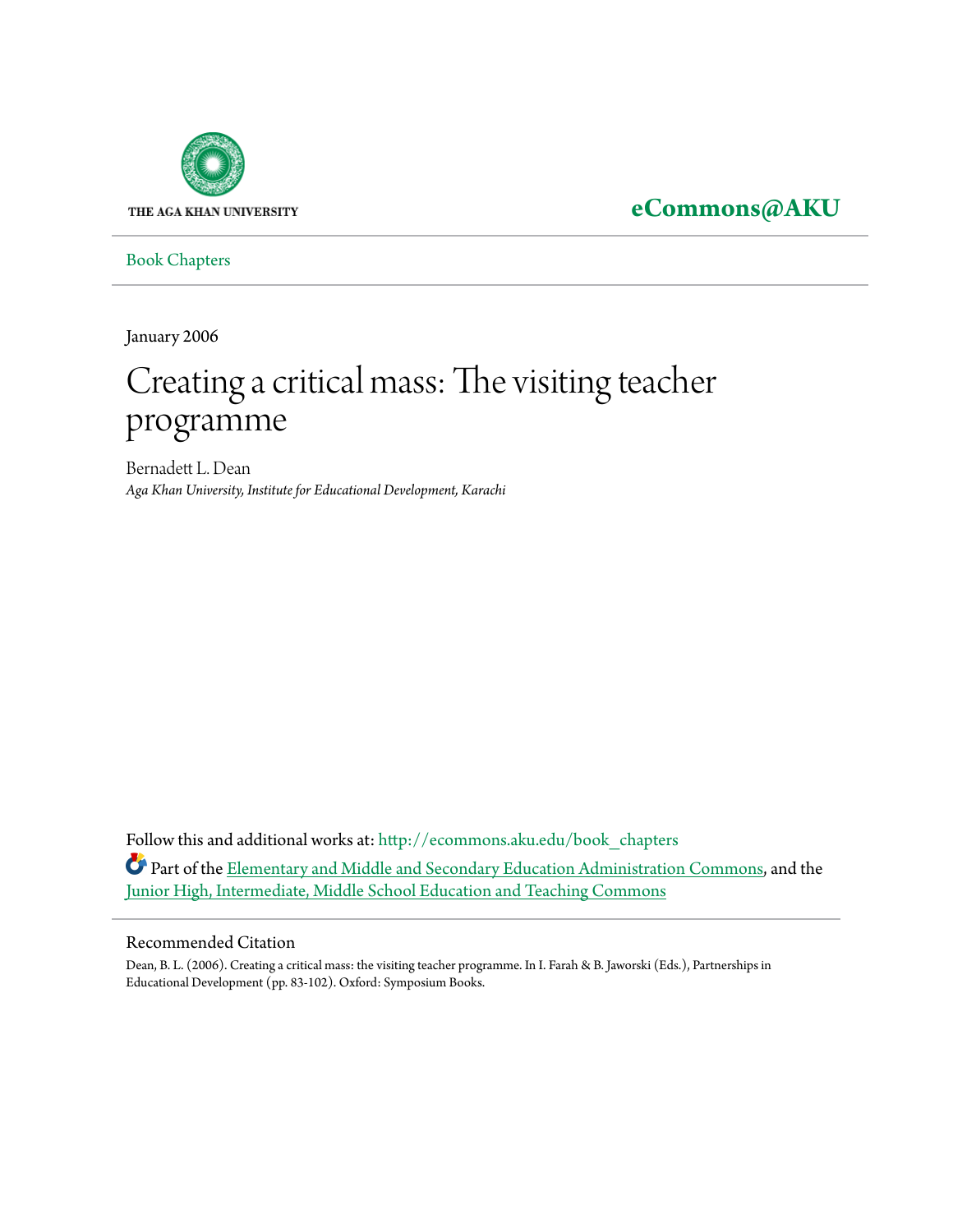THE AGA KHAN UNIVERSITY

**eCommons@AKU**

Book Chapters

January 2006

# Creating a critical mass: The visiting teacher programme

Bernadett L. Dean
*Aga Khan University, Institute for Educational Development, Karachi*

Follow this and additional works at: http://ecommons.aku.edu/book_chapters

Part of the Elementary and Middle and Secondary Education Administration Commons, and the Junior High, Intermediate, Middle School Education and Teaching Commons

## Recommended Citation

Dean, B. L. (2006). Creating a critical mass: the visiting teacher programme. In I. Farah & B. Jaworski (Eds.), Partnerships in Educational Development (pp. 83-102). Oxford: Symposium Books.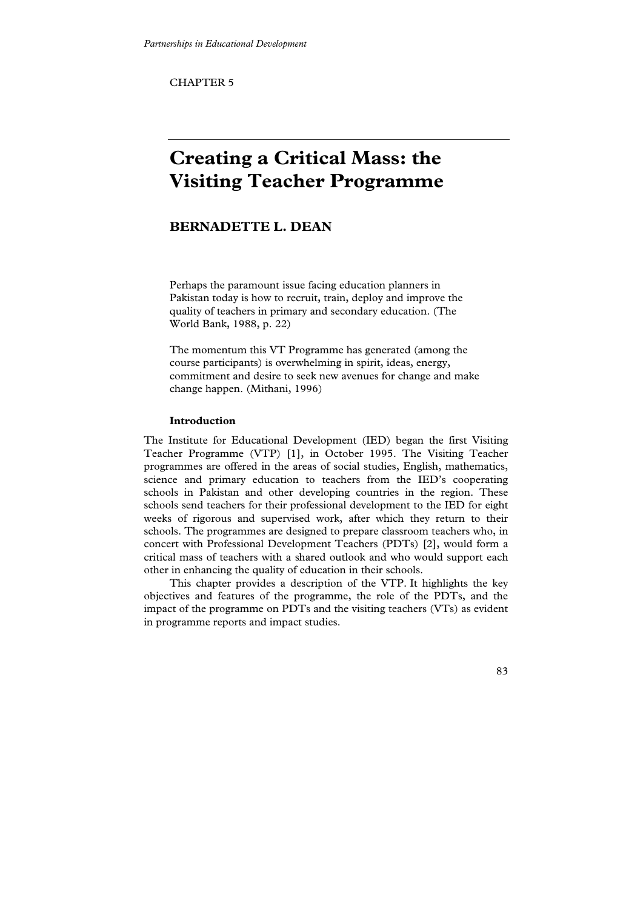CHAPTER 5

# Creating a Critical Mass: the Visiting Teacher Programme

## BERNADETTE L. DEAN

> Perhaps the paramount issue facing education planners in Pakistan today is how to recruit, train, deploy and improve the quality of teachers in primary and secondary education. (The World Bank, 1988, p. 22)

> The momentum this VT Programme has generated (among the course participants) is overwhelming in spirit, ideas, energy, commitment and desire to seek new avenues for change and make change happen. (Mithani, 1996)

### Introduction

The Institute for Educational Development (IED) began the first Visiting Teacher Programme (VTP) [1], in October 1995. The Visiting Teacher programmes are offered in the areas of social studies, English, mathematics, science and primary education to teachers from the IED's cooperating schools in Pakistan and other developing countries in the region. These schools send teachers for their professional development to the IED for eight weeks of rigorous and supervised work, after which they return to their schools. The programmes are designed to prepare classroom teachers who, in concert with Professional Development Teachers (PDTs) [2], would form a critical mass of teachers with a shared outlook and who would support each other in enhancing the quality of education in their schools.

This chapter provides a description of the VTP. It highlights the key objectives and features of the programme, the role of the PDTs, and the impact of the programme on PDTs and the visiting teachers (VTs) as evident in programme reports and impact studies.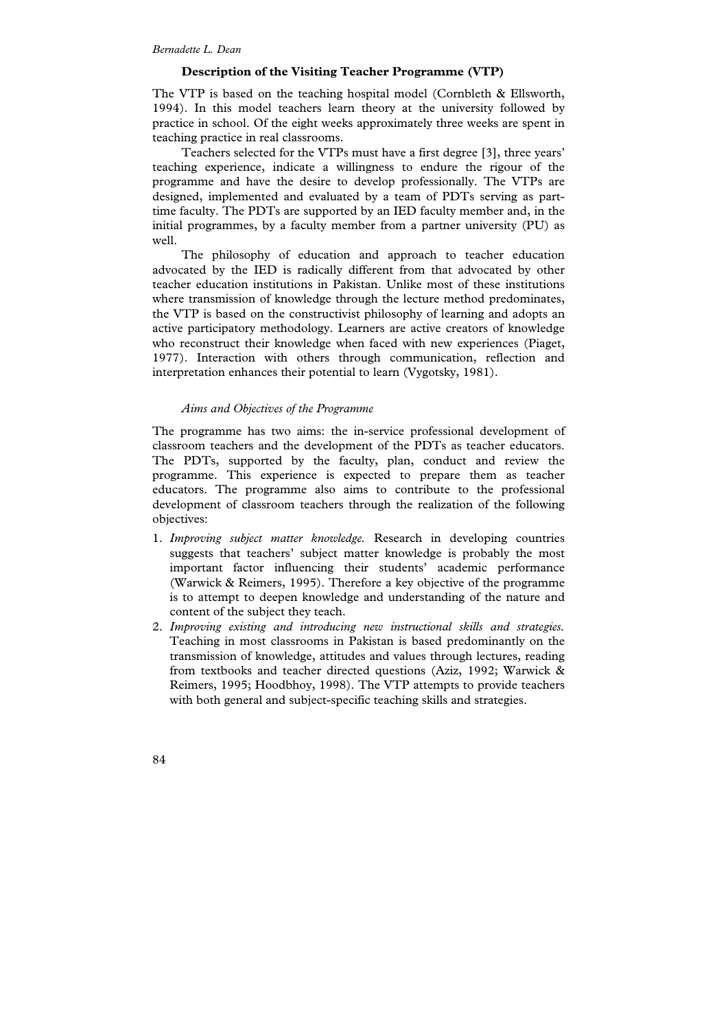## Description of the Visiting Teacher Programme (VTP)

The VTP is based on the teaching hospital model (Cornbleth & Ellsworth, 1994). In this model teachers learn theory at the university followed by practice in school. Of the eight weeks approximately three weeks are spent in teaching practice in real classrooms.

Teachers selected for the VTPs must have a first degree [3], three years' teaching experience, indicate a willingness to endure the rigour of the programme and have the desire to develop professionally. The VTPs are designed, implemented and evaluated by a team of PDTs serving as part-time faculty. The PDTs are supported by an IED faculty member and, in the initial programmes, by a faculty member from a partner university (PU) as well.

The philosophy of education and approach to teacher education advocated by the IED is radically different from that advocated by other teacher education institutions in Pakistan. Unlike most of these institutions where transmission of knowledge through the lecture method predominates, the VTP is based on the constructivist philosophy of learning and adopts an active participatory methodology. Learners are active creators of knowledge who reconstruct their knowledge when faced with new experiences (Piaget, 1977). Interaction with others through communication, reflection and interpretation enhances their potential to learn (Vygotsky, 1981).

### *Aims and Objectives of the Programme*

The programme has two aims: the in-service professional development of classroom teachers and the development of the PDTs as teacher educators. The PDTs, supported by the faculty, plan, conduct and review the programme. This experience is expected to prepare them as teacher educators. The programme also aims to contribute to the professional development of classroom teachers through the realization of the following objectives:

1. *Improving subject matter knowledge.* Research in developing countries suggests that teachers' subject matter knowledge is probably the most important factor influencing their students' academic performance (Warwick & Reimers, 1995). Therefore a key objective of the programme is to attempt to deepen knowledge and understanding of the nature and content of the subject they teach.
2. *Improving existing and introducing new instructional skills and strategies.* Teaching in most classrooms in Pakistan is based predominantly on the transmission of knowledge, attitudes and values through lectures, reading from textbooks and teacher directed questions (Aziz, 1992; Warwick & Reimers, 1995; Hoodbhoy, 1998). The VTP attempts to provide teachers with both general and subject-specific teaching skills and strategies.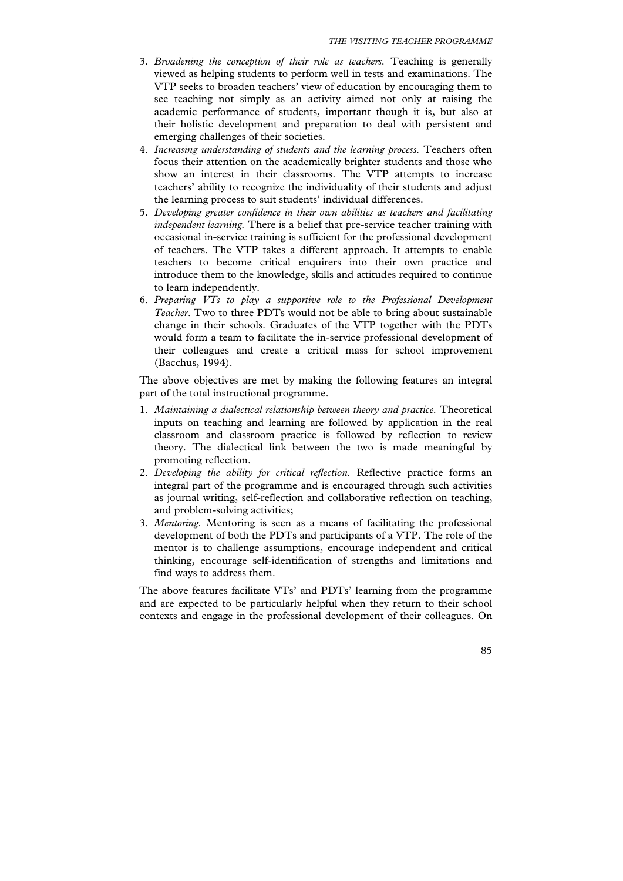3. *Broadening the conception of their role as teachers.* Teaching is generally viewed as helping students to perform well in tests and examinations. The VTP seeks to broaden teachers' view of education by encouraging them to see teaching not simply as an activity aimed not only at raising the academic performance of students, important though it is, but also at their holistic development and preparation to deal with persistent and emerging challenges of their societies.
4. *Increasing understanding of students and the learning process.* Teachers often focus their attention on the academically brighter students and those who show an interest in their classrooms. The VTP attempts to increase teachers' ability to recognize the individuality of their students and adjust the learning process to suit students' individual differences.
5. *Developing greater confidence in their own abilities as teachers and facilitating independent learning.* There is a belief that pre-service teacher training with occasional in-service training is sufficient for the professional development of teachers. The VTP takes a different approach. It attempts to enable teachers to become critical enquirers into their own practice and introduce them to the knowledge, skills and attitudes required to continue to learn independently.
6. *Preparing VTs to play a supportive role to the Professional Development Teacher*. Two to three PDTs would not be able to bring about sustainable change in their schools. Graduates of the VTP together with the PDTs would form a team to facilitate the in-service professional development of their colleagues and create a critical mass for school improvement (Bacchus, 1994).

The above objectives are met by making the following features an integral part of the total instructional programme.

1. *Maintaining a dialectical relationship between theory and practice.* Theoretical inputs on teaching and learning are followed by application in the real classroom and classroom practice is followed by reflection to review theory. The dialectical link between the two is made meaningful by promoting reflection.
2. *Developing the ability for critical reflection.* Reflective practice forms an integral part of the programme and is encouraged through such activities as journal writing, self-reflection and collaborative reflection on teaching, and problem-solving activities;
3. *Mentoring.* Mentoring is seen as a means of facilitating the professional development of both the PDTs and participants of a VTP. The role of the mentor is to challenge assumptions, encourage independent and critical thinking, encourage self-identification of strengths and limitations and find ways to address them.

The above features facilitate VTs' and PDTs' learning from the programme and are expected to be particularly helpful when they return to their school contexts and engage in the professional development of their colleagues. On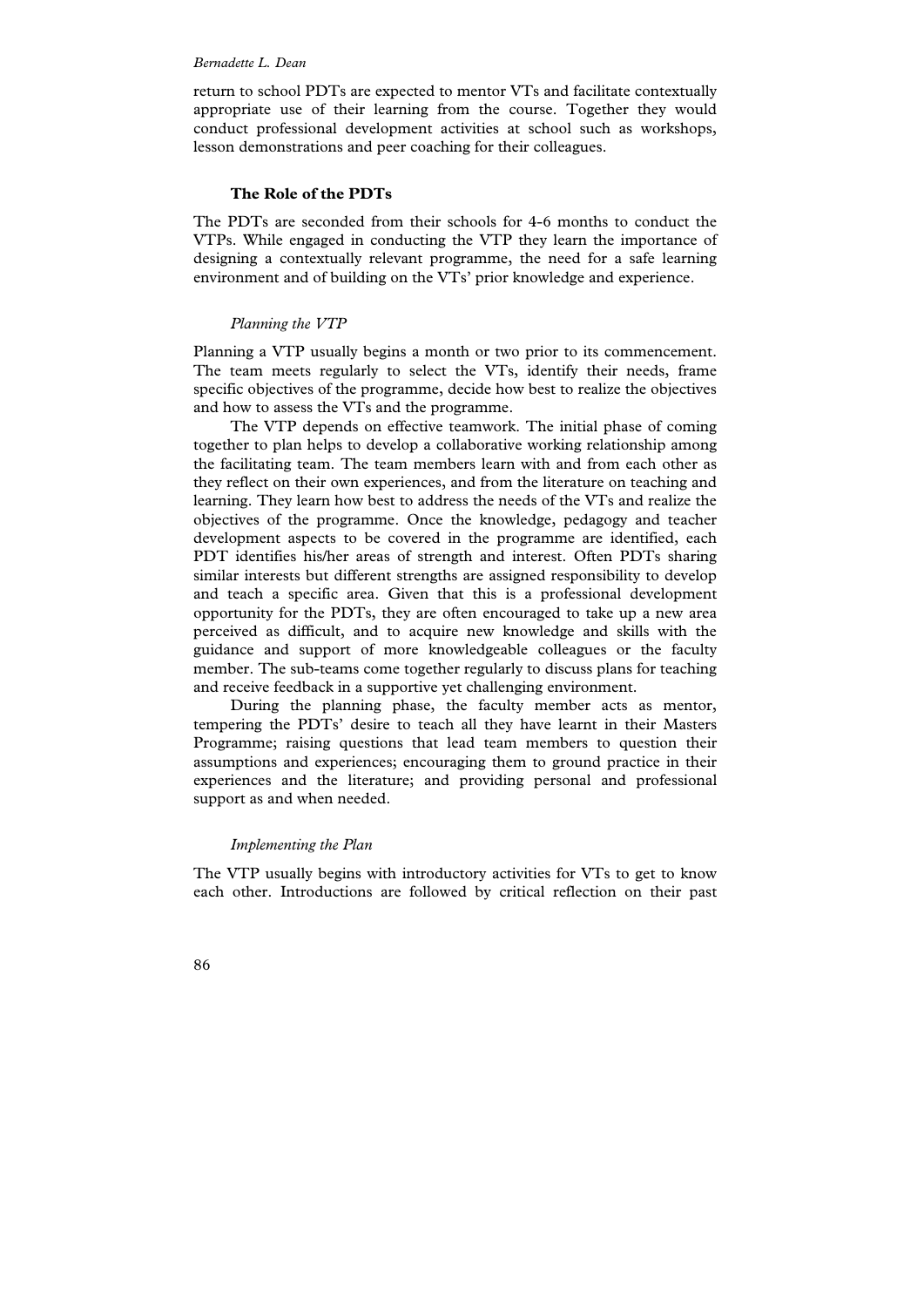return to school PDTs are expected to mentor VTs and facilitate contextually appropriate use of their learning from the course. Together they would conduct professional development activities at school such as workshops, lesson demonstrations and peer coaching for their colleagues.

## The Role of the PDTs

The PDTs are seconded from their schools for 4-6 months to conduct the VTPs. While engaged in conducting the VTP they learn the importance of designing a contextually relevant programme, the need for a safe learning environment and of building on the VTs' prior knowledge and experience.

### *Planning the VTP*

Planning a VTP usually begins a month or two prior to its commencement. The team meets regularly to select the VTs, identify their needs, frame specific objectives of the programme, decide how best to realize the objectives and how to assess the VTs and the programme.

The VTP depends on effective teamwork. The initial phase of coming together to plan helps to develop a collaborative working relationship among the facilitating team. The team members learn with and from each other as they reflect on their own experiences, and from the literature on teaching and learning. They learn how best to address the needs of the VTs and realize the objectives of the programme. Once the knowledge, pedagogy and teacher development aspects to be covered in the programme are identified, each PDT identifies his/her areas of strength and interest. Often PDTs sharing similar interests but different strengths are assigned responsibility to develop and teach a specific area. Given that this is a professional development opportunity for the PDTs, they are often encouraged to take up a new area perceived as difficult, and to acquire new knowledge and skills with the guidance and support of more knowledgeable colleagues or the faculty member. The sub-teams come together regularly to discuss plans for teaching and receive feedback in a supportive yet challenging environment.

During the planning phase, the faculty member acts as mentor, tempering the PDTs' desire to teach all they have learnt in their Masters Programme; raising questions that lead team members to question their assumptions and experiences; encouraging them to ground practice in their experiences and the literature; and providing personal and professional support as and when needed.

### *Implementing the Plan*

The VTP usually begins with introductory activities for VTs to get to know each other. Introductions are followed by critical reflection on their past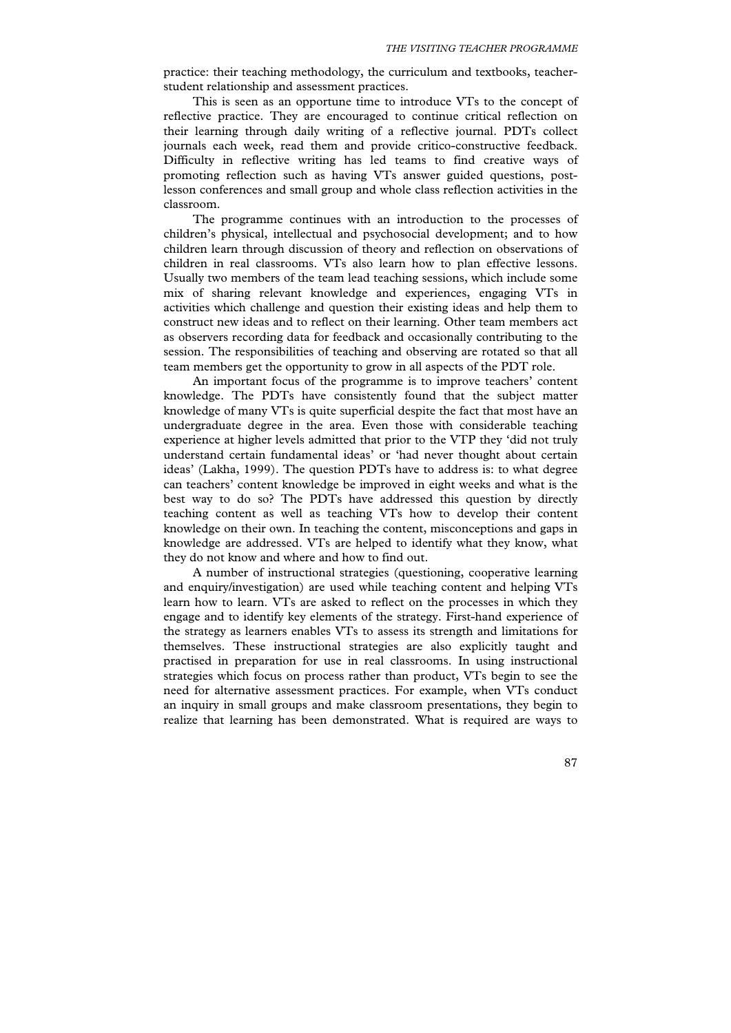practice: their teaching methodology, the curriculum and textbooks, teacher-student relationship and assessment practices.

This is seen as an opportune time to introduce VTs to the concept of reflective practice. They are encouraged to continue critical reflection on their learning through daily writing of a reflective journal. PDTs collect journals each week, read them and provide critico-constructive feedback. Difficulty in reflective writing has led teams to find creative ways of promoting reflection such as having VTs answer guided questions, post-lesson conferences and small group and whole class reflection activities in the classroom.

The programme continues with an introduction to the processes of children's physical, intellectual and psychosocial development; and to how children learn through discussion of theory and reflection on observations of children in real classrooms. VTs also learn how to plan effective lessons. Usually two members of the team lead teaching sessions, which include some mix of sharing relevant knowledge and experiences, engaging VTs in activities which challenge and question their existing ideas and help them to construct new ideas and to reflect on their learning. Other team members act as observers recording data for feedback and occasionally contributing to the session. The responsibilities of teaching and observing are rotated so that all team members get the opportunity to grow in all aspects of the PDT role.

An important focus of the programme is to improve teachers' content knowledge. The PDTs have consistently found that the subject matter knowledge of many VTs is quite superficial despite the fact that most have an undergraduate degree in the area. Even those with considerable teaching experience at higher levels admitted that prior to the VTP they 'did not truly understand certain fundamental ideas' or 'had never thought about certain ideas' (Lakha, 1999). The question PDTs have to address is: to what degree can teachers' content knowledge be improved in eight weeks and what is the best way to do so? The PDTs have addressed this question by directly teaching content as well as teaching VTs how to develop their content knowledge on their own. In teaching the content, misconceptions and gaps in knowledge are addressed. VTs are helped to identify what they know, what they do not know and where and how to find out.

A number of instructional strategies (questioning, cooperative learning and enquiry/investigation) are used while teaching content and helping VTs learn how to learn. VTs are asked to reflect on the processes in which they engage and to identify key elements of the strategy. First-hand experience of the strategy as learners enables VTs to assess its strength and limitations for themselves. These instructional strategies are also explicitly taught and practised in preparation for use in real classrooms. In using instructional strategies which focus on process rather than product, VTs begin to see the need for alternative assessment practices. For example, when VTs conduct an inquiry in small groups and make classroom presentations, they begin to realize that learning has been demonstrated. What is required are ways to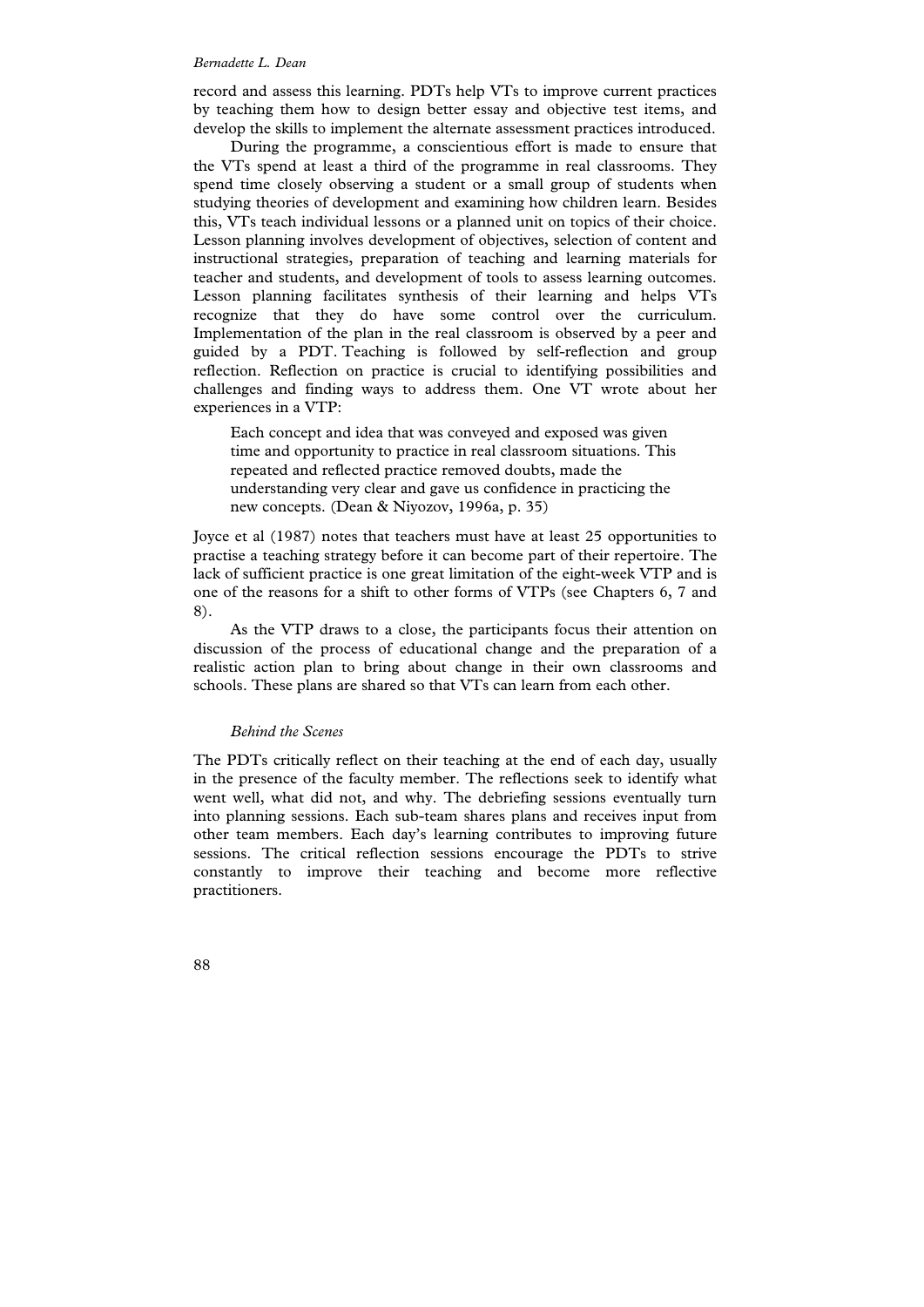record and assess this learning. PDTs help VTs to improve current practices by teaching them how to design better essay and objective test items, and develop the skills to implement the alternate assessment practices introduced.

During the programme, a conscientious effort is made to ensure that the VTs spend at least a third of the programme in real classrooms. They spend time closely observing a student or a small group of students when studying theories of development and examining how children learn. Besides this, VTs teach individual lessons or a planned unit on topics of their choice. Lesson planning involves development of objectives, selection of content and instructional strategies, preparation of teaching and learning materials for teacher and students, and development of tools to assess learning outcomes. Lesson planning facilitates synthesis of their learning and helps VTs recognize that they do have some control over the curriculum. Implementation of the plan in the real classroom is observed by a peer and guided by a PDT. Teaching is followed by self-reflection and group reflection. Reflection on practice is crucial to identifying possibilities and challenges and finding ways to address them. One VT wrote about her experiences in a VTP:

> Each concept and idea that was conveyed and exposed was given time and opportunity to practice in real classroom situations. This repeated and reflected practice removed doubts, made the understanding very clear and gave us confidence in practicing the new concepts. (Dean & Niyozov, 1996a, p. 35)

Joyce et al (1987) notes that teachers must have at least 25 opportunities to practise a teaching strategy before it can become part of their repertoire. The lack of sufficient practice is one great limitation of the eight-week VTP and is one of the reasons for a shift to other forms of VTPs (see Chapters 6, 7 and 8).

As the VTP draws to a close, the participants focus their attention on discussion of the process of educational change and the preparation of a realistic action plan to bring about change in their own classrooms and schools. These plans are shared so that VTs can learn from each other.

### *Behind the Scenes*

The PDTs critically reflect on their teaching at the end of each day, usually in the presence of the faculty member. The reflections seek to identify what went well, what did not, and why. The debriefing sessions eventually turn into planning sessions. Each sub-team shares plans and receives input from other team members. Each day's learning contributes to improving future sessions. The critical reflection sessions encourage the PDTs to strive constantly to improve their teaching and become more reflective practitioners.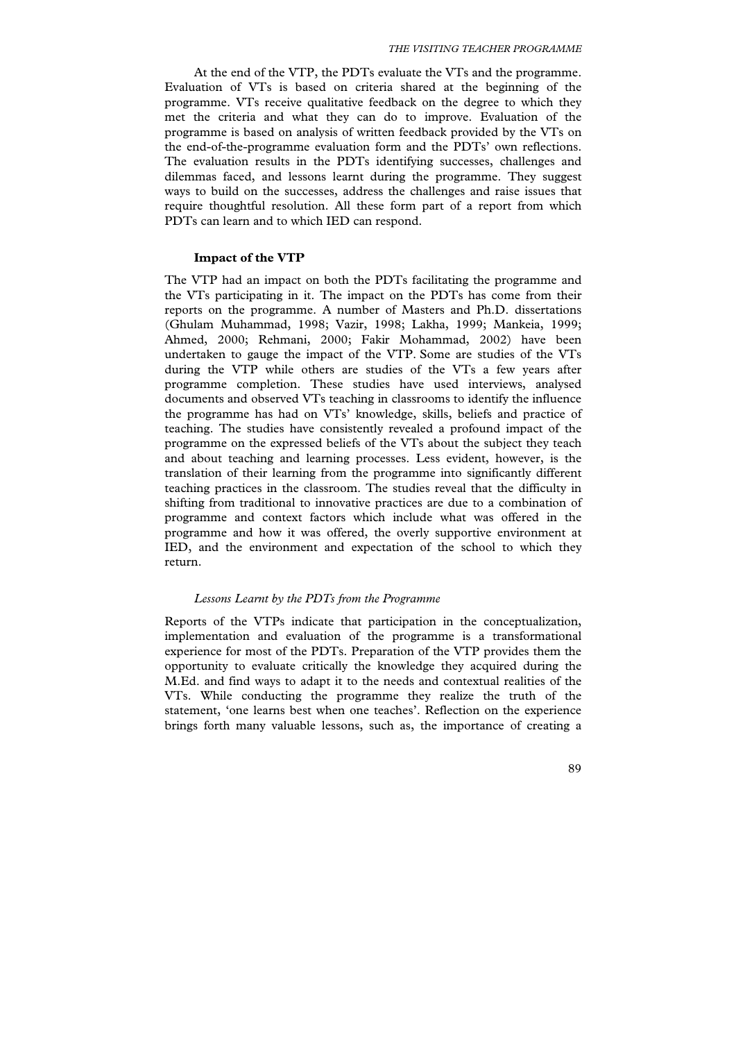At the end of the VTP, the PDTs evaluate the VTs and the programme. Evaluation of VTs is based on criteria shared at the beginning of the programme. VTs receive qualitative feedback on the degree to which they met the criteria and what they can do to improve. Evaluation of the programme is based on analysis of written feedback provided by the VTs on the end-of-the-programme evaluation form and the PDTs' own reflections. The evaluation results in the PDTs identifying successes, challenges and dilemmas faced, and lessons learnt during the programme. They suggest ways to build on the successes, address the challenges and raise issues that require thoughtful resolution. All these form part of a report from which PDTs can learn and to which IED can respond.

### Impact of the VTP

The VTP had an impact on both the PDTs facilitating the programme and the VTs participating in it. The impact on the PDTs has come from their reports on the programme. A number of Masters and Ph.D. dissertations (Ghulam Muhammad, 1998; Vazir, 1998; Lakha, 1999; Mankeia, 1999; Ahmed, 2000; Rehmani, 2000; Fakir Mohammad, 2002) have been undertaken to gauge the impact of the VTP. Some are studies of the VTs during the VTP while others are studies of the VTs a few years after programme completion. These studies have used interviews, analysed documents and observed VTs teaching in classrooms to identify the influence the programme has had on VTs' knowledge, skills, beliefs and practice of teaching. The studies have consistently revealed a profound impact of the programme on the expressed beliefs of the VTs about the subject they teach and about teaching and learning processes. Less evident, however, is the translation of their learning from the programme into significantly different teaching practices in the classroom. The studies reveal that the difficulty in shifting from traditional to innovative practices are due to a combination of programme and context factors which include what was offered in the programme and how it was offered, the overly supportive environment at IED, and the environment and expectation of the school to which they return.

#### *Lessons Learnt by the PDTs from the Programme*

Reports of the VTPs indicate that participation in the conceptualization, implementation and evaluation of the programme is a transformational experience for most of the PDTs. Preparation of the VTP provides them the opportunity to evaluate critically the knowledge they acquired during the M.Ed. and find ways to adapt it to the needs and contextual realities of the VTs. While conducting the programme they realize the truth of the statement, 'one learns best when one teaches'. Reflection on the experience brings forth many valuable lessons, such as, the importance of creating a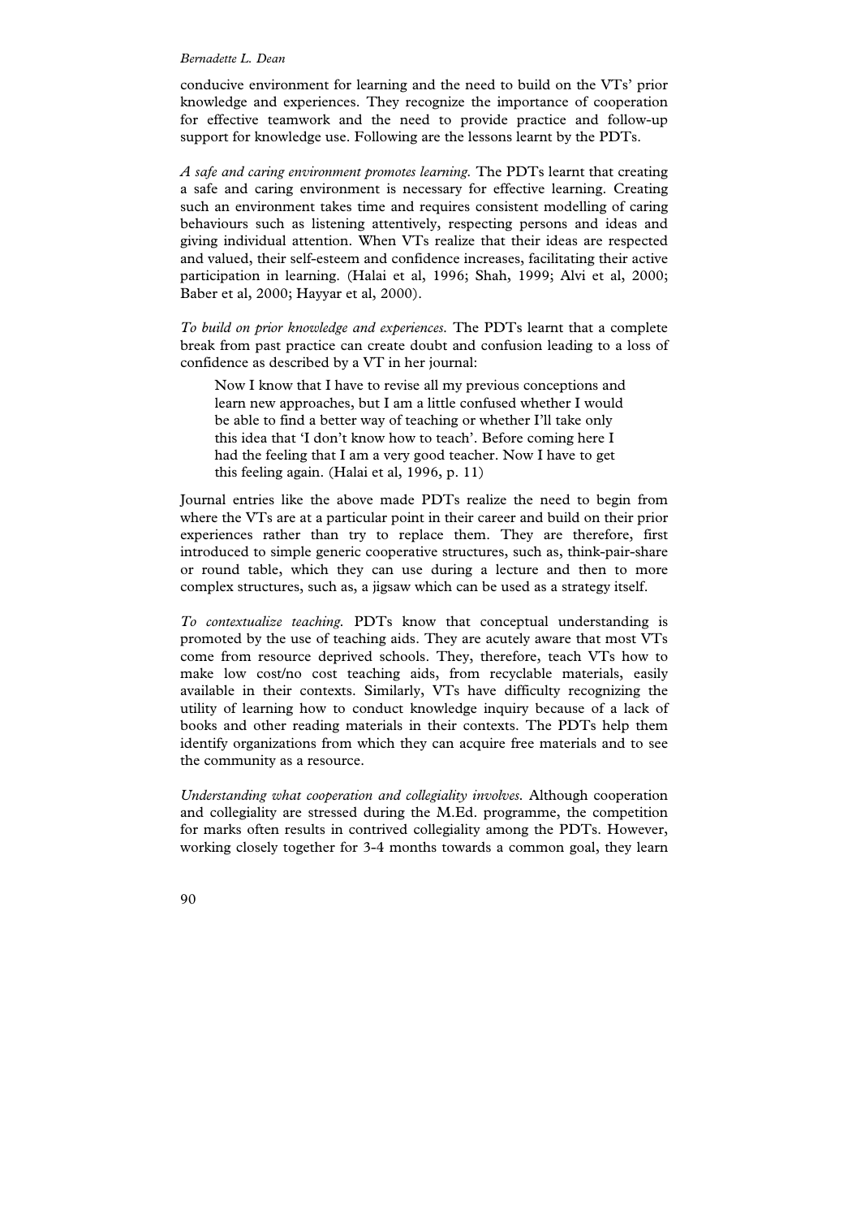conducive environment for learning and the need to build on the VTs' prior knowledge and experiences. They recognize the importance of cooperation for effective teamwork and the need to provide practice and follow-up support for knowledge use. Following are the lessons learnt by the PDTs.

*A safe and caring environment promotes learning.* The PDTs learnt that creating a safe and caring environment is necessary for effective learning. Creating such an environment takes time and requires consistent modelling of caring behaviours such as listening attentively, respecting persons and ideas and giving individual attention. When VTs realize that their ideas are respected and valued, their self-esteem and confidence increases, facilitating their active participation in learning. (Halai et al, 1996; Shah, 1999; Alvi et al, 2000; Baber et al, 2000; Hayyar et al, 2000).

*To build on prior knowledge and experiences.* The PDTs learnt that a complete break from past practice can create doubt and confusion leading to a loss of confidence as described by a VT in her journal:

> Now I know that I have to revise all my previous conceptions and learn new approaches, but I am a little confused whether I would be able to find a better way of teaching or whether I'll take only this idea that 'I don't know how to teach'. Before coming here I had the feeling that I am a very good teacher. Now I have to get this feeling again. (Halai et al, 1996, p. 11)

Journal entries like the above made PDTs realize the need to begin from where the VTs are at a particular point in their career and build on their prior experiences rather than try to replace them. They are therefore, first introduced to simple generic cooperative structures, such as, think-pair-share or round table, which they can use during a lecture and then to more complex structures, such as, a jigsaw which can be used as a strategy itself.

*To contextualize teaching.* PDTs know that conceptual understanding is promoted by the use of teaching aids. They are acutely aware that most VTs come from resource deprived schools. They, therefore, teach VTs how to make low cost/no cost teaching aids, from recyclable materials, easily available in their contexts. Similarly, VTs have difficulty recognizing the utility of learning how to conduct knowledge inquiry because of a lack of books and other reading materials in their contexts. The PDTs help them identify organizations from which they can acquire free materials and to see the community as a resource.

*Understanding what cooperation and collegiality involves.* Although cooperation and collegiality are stressed during the M.Ed. programme, the competition for marks often results in contrived collegiality among the PDTs. However, working closely together for 3-4 months towards a common goal, they learn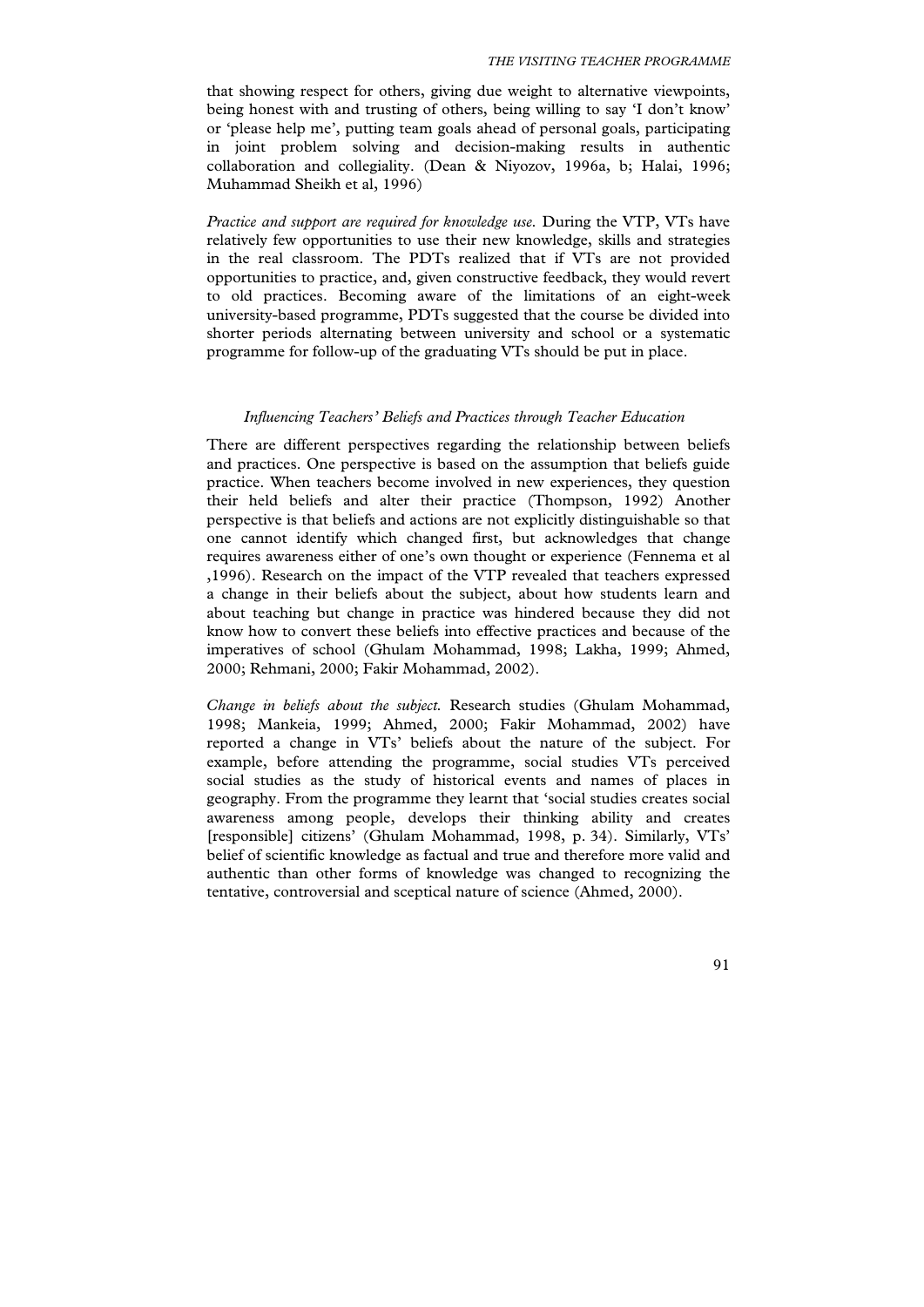that showing respect for others, giving due weight to alternative viewpoints, being honest with and trusting of others, being willing to say 'I don't know' or 'please help me', putting team goals ahead of personal goals, participating in joint problem solving and decision-making results in authentic collaboration and collegiality. (Dean & Niyozov, 1996a, b; Halai, 1996; Muhammad Sheikh et al, 1996)

*Practice and support are required for knowledge use.* During the VTP, VTs have relatively few opportunities to use their new knowledge, skills and strategies in the real classroom. The PDTs realized that if VTs are not provided opportunities to practice, and, given constructive feedback, they would revert to old practices. Becoming aware of the limitations of an eight-week university-based programme, PDTs suggested that the course be divided into shorter periods alternating between university and school or a systematic programme for follow-up of the graduating VTs should be put in place.

### *Influencing Teachers' Beliefs and Practices through Teacher Education*

There are different perspectives regarding the relationship between beliefs and practices. One perspective is based on the assumption that beliefs guide practice. When teachers become involved in new experiences, they question their held beliefs and alter their practice (Thompson, 1992) Another perspective is that beliefs and actions are not explicitly distinguishable so that one cannot identify which changed first, but acknowledges that change requires awareness either of one's own thought or experience (Fennema et al ,1996). Research on the impact of the VTP revealed that teachers expressed a change in their beliefs about the subject, about how students learn and about teaching but change in practice was hindered because they did not know how to convert these beliefs into effective practices and because of the imperatives of school (Ghulam Mohammad, 1998; Lakha, 1999; Ahmed, 2000; Rehmani, 2000; Fakir Mohammad, 2002).

*Change in beliefs about the subject.* Research studies (Ghulam Mohammad, 1998; Mankeia, 1999; Ahmed, 2000; Fakir Mohammad, 2002) have reported a change in VTs' beliefs about the nature of the subject. For example, before attending the programme, social studies VTs perceived social studies as the study of historical events and names of places in geography. From the programme they learnt that 'social studies creates social awareness among people, develops their thinking ability and creates [responsible] citizens' (Ghulam Mohammad, 1998, p. 34). Similarly, VTs' belief of scientific knowledge as factual and true and therefore more valid and authentic than other forms of knowledge was changed to recognizing the tentative, controversial and sceptical nature of science (Ahmed, 2000).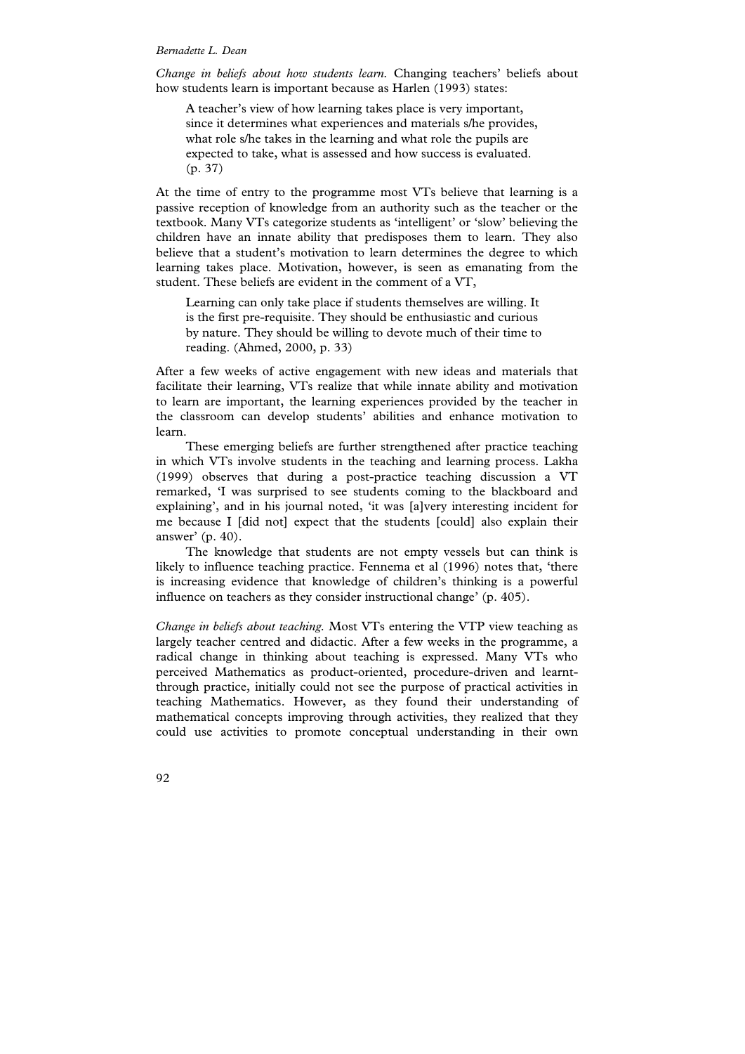*Change in beliefs about how students learn.* Changing teachers' beliefs about how students learn is important because as Harlen (1993) states:

> A teacher's view of how learning takes place is very important, since it determines what experiences and materials s/he provides, what role s/he takes in the learning and what role the pupils are expected to take, what is assessed and how success is evaluated. (p. 37)

At the time of entry to the programme most VTs believe that learning is a passive reception of knowledge from an authority such as the teacher or the textbook. Many VTs categorize students as 'intelligent' or 'slow' believing the children have an innate ability that predisposes them to learn. They also believe that a student's motivation to learn determines the degree to which learning takes place. Motivation, however, is seen as emanating from the student. These beliefs are evident in the comment of a VT,

> Learning can only take place if students themselves are willing. It is the first pre-requisite. They should be enthusiastic and curious by nature. They should be willing to devote much of their time to reading. (Ahmed, 2000, p. 33)

After a few weeks of active engagement with new ideas and materials that facilitate their learning, VTs realize that while innate ability and motivation to learn are important, the learning experiences provided by the teacher in the classroom can develop students' abilities and enhance motivation to learn.

These emerging beliefs are further strengthened after practice teaching in which VTs involve students in the teaching and learning process. Lakha (1999) observes that during a post-practice teaching discussion a VT remarked, 'I was surprised to see students coming to the blackboard and explaining', and in his journal noted, 'it was [a]very interesting incident for me because I [did not] expect that the students [could] also explain their answer' (p. 40).

The knowledge that students are not empty vessels but can think is likely to influence teaching practice. Fennema et al (1996) notes that, 'there is increasing evidence that knowledge of children's thinking is a powerful influence on teachers as they consider instructional change' (p. 405).

*Change in beliefs about teaching.* Most VTs entering the VTP view teaching as largely teacher centred and didactic. After a few weeks in the programme, a radical change in thinking about teaching is expressed. Many VTs who perceived Mathematics as product-oriented, procedure-driven and learnt-through practice, initially could not see the purpose of practical activities in teaching Mathematics. However, as they found their understanding of mathematical concepts improving through activities, they realized that they could use activities to promote conceptual understanding in their own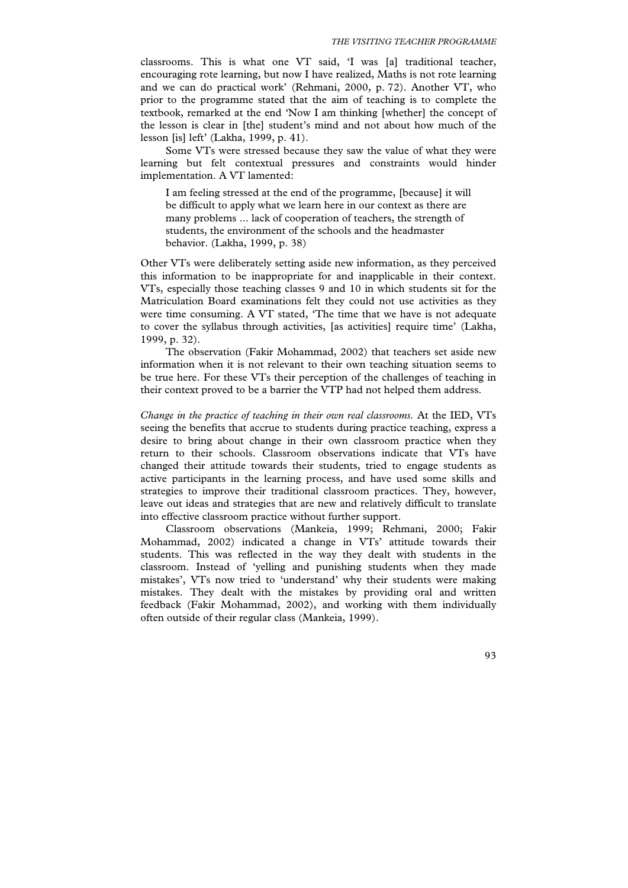classrooms. This is what one VT said, 'I was [a] traditional teacher, encouraging rote learning, but now I have realized, Maths is not rote learning and we can do practical work' (Rehmani, 2000, p. 72). Another VT, who prior to the programme stated that the aim of teaching is to complete the textbook, remarked at the end 'Now I am thinking [whether] the concept of the lesson is clear in [the] student's mind and not about how much of the lesson [is] left' (Lakha, 1999, p. 41).

Some VTs were stressed because they saw the value of what they were learning but felt contextual pressures and constraints would hinder implementation. A VT lamented:

> I am feeling stressed at the end of the programme, [because] it will be difficult to apply what we learn here in our context as there are many problems ... lack of cooperation of teachers, the strength of students, the environment of the schools and the headmaster behavior. (Lakha, 1999, p. 38)

Other VTs were deliberately setting aside new information, as they perceived this information to be inappropriate for and inapplicable in their context. VTs, especially those teaching classes 9 and 10 in which students sit for the Matriculation Board examinations felt they could not use activities as they were time consuming. A VT stated, 'The time that we have is not adequate to cover the syllabus through activities, [as activities] require time' (Lakha, 1999, p. 32).

The observation (Fakir Mohammad, 2002) that teachers set aside new information when it is not relevant to their own teaching situation seems to be true here. For these VTs their perception of the challenges of teaching in their context proved to be a barrier the VTP had not helped them address.

*Change in the practice of teaching in their own real classrooms.* At the IED, VTs seeing the benefits that accrue to students during practice teaching, express a desire to bring about change in their own classroom practice when they return to their schools. Classroom observations indicate that VTs have changed their attitude towards their students, tried to engage students as active participants in the learning process, and have used some skills and strategies to improve their traditional classroom practices. They, however, leave out ideas and strategies that are new and relatively difficult to translate into effective classroom practice without further support.

Classroom observations (Mankeia, 1999; Rehmani, 2000; Fakir Mohammad, 2002) indicated a change in VTs' attitude towards their students. This was reflected in the way they dealt with students in the classroom. Instead of 'yelling and punishing students when they made mistakes', VTs now tried to 'understand' why their students were making mistakes. They dealt with the mistakes by providing oral and written feedback (Fakir Mohammad, 2002), and working with them individually often outside of their regular class (Mankeia, 1999).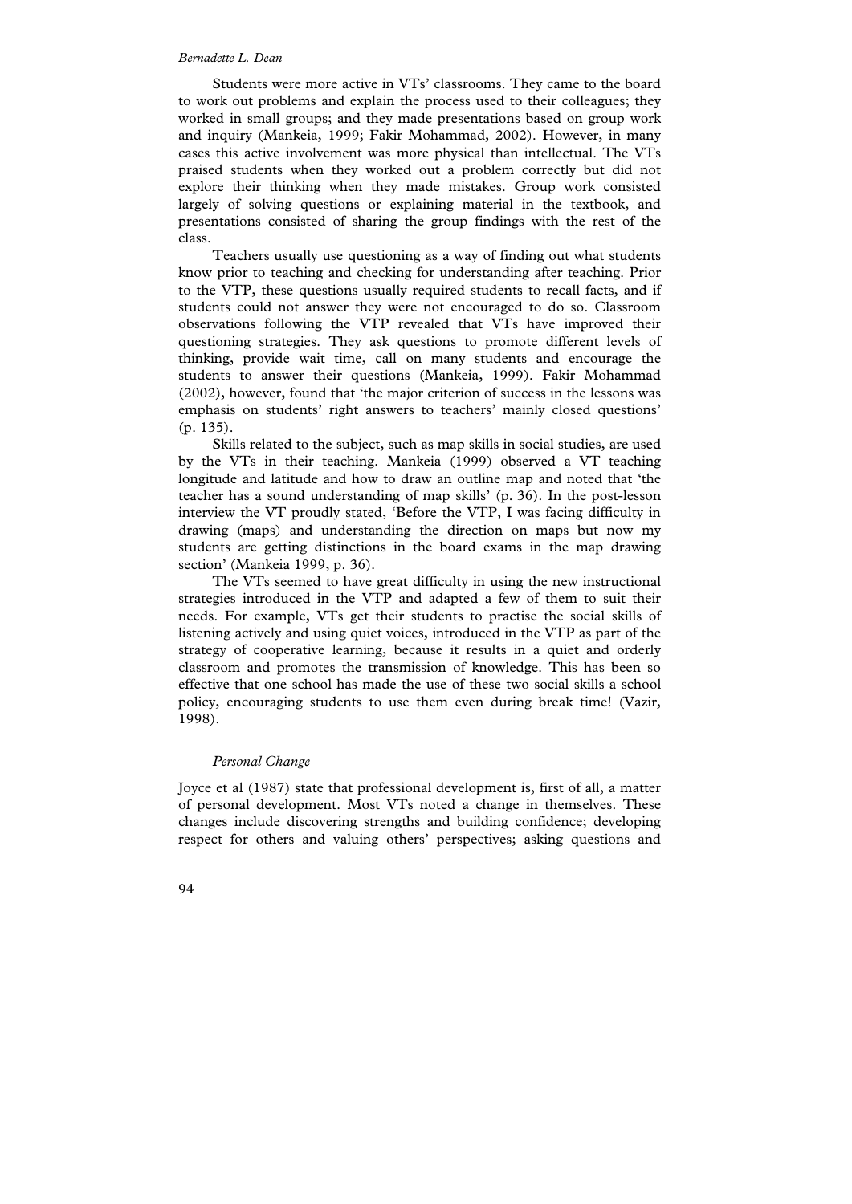Students were more active in VTs' classrooms. They came to the board to work out problems and explain the process used to their colleagues; they worked in small groups; and they made presentations based on group work and inquiry (Mankeia, 1999; Fakir Mohammad, 2002). However, in many cases this active involvement was more physical than intellectual. The VTs praised students when they worked out a problem correctly but did not explore their thinking when they made mistakes. Group work consisted largely of solving questions or explaining material in the textbook, and presentations consisted of sharing the group findings with the rest of the class.

Teachers usually use questioning as a way of finding out what students know prior to teaching and checking for understanding after teaching. Prior to the VTP, these questions usually required students to recall facts, and if students could not answer they were not encouraged to do so. Classroom observations following the VTP revealed that VTs have improved their questioning strategies. They ask questions to promote different levels of thinking, provide wait time, call on many students and encourage the students to answer their questions (Mankeia, 1999). Fakir Mohammad (2002), however, found that 'the major criterion of success in the lessons was emphasis on students' right answers to teachers' mainly closed questions' (p. 135).

Skills related to the subject, such as map skills in social studies, are used by the VTs in their teaching. Mankeia (1999) observed a VT teaching longitude and latitude and how to draw an outline map and noted that 'the teacher has a sound understanding of map skills' (p. 36). In the post-lesson interview the VT proudly stated, 'Before the VTP, I was facing difficulty in drawing (maps) and understanding the direction on maps but now my students are getting distinctions in the board exams in the map drawing section' (Mankeia 1999, p. 36).

The VTs seemed to have great difficulty in using the new instructional strategies introduced in the VTP and adapted a few of them to suit their needs. For example, VTs get their students to practise the social skills of listening actively and using quiet voices, introduced in the VTP as part of the strategy of cooperative learning, because it results in a quiet and orderly classroom and promotes the transmission of knowledge. This has been so effective that one school has made the use of these two social skills a school policy, encouraging students to use them even during break time! (Vazir, 1998).

### *Personal Change*

Joyce et al (1987) state that professional development is, first of all, a matter of personal development. Most VTs noted a change in themselves. These changes include discovering strengths and building confidence; developing respect for others and valuing others' perspectives; asking questions and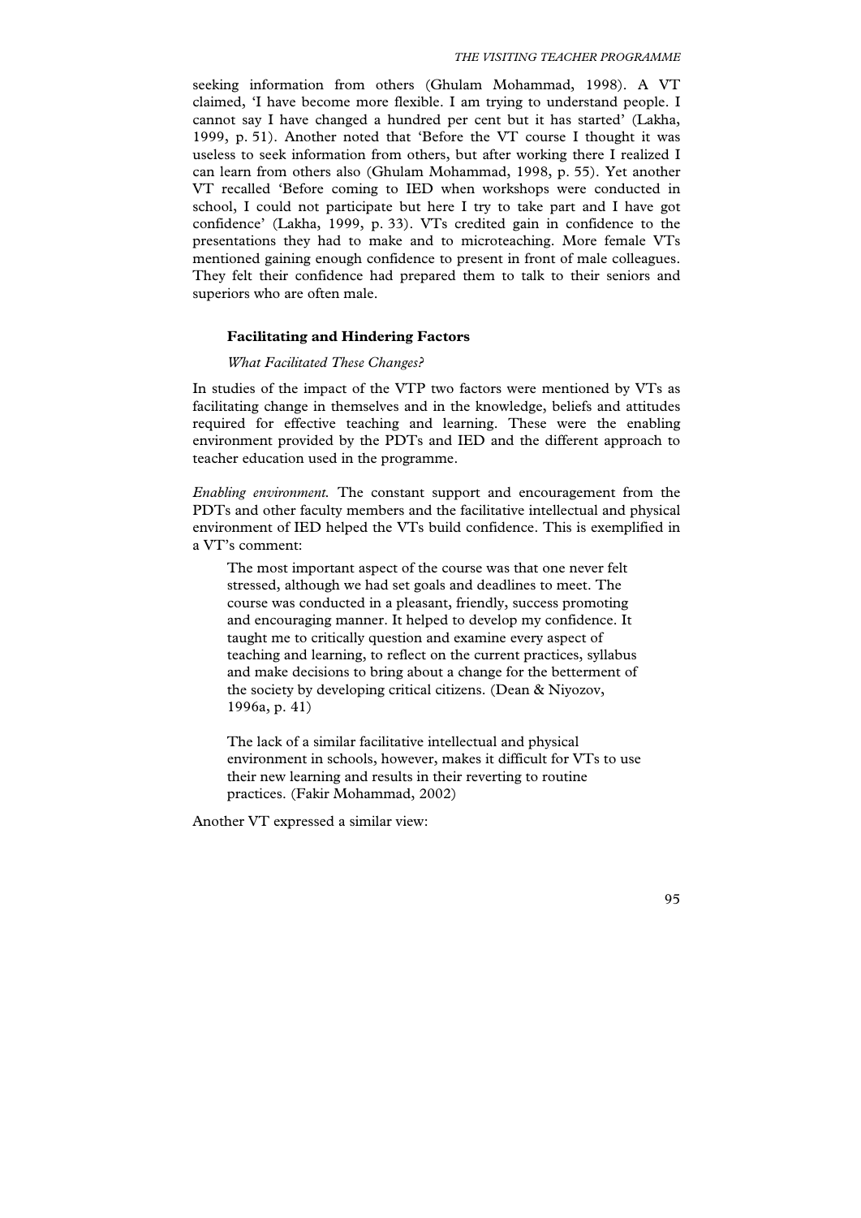seeking information from others (Ghulam Mohammad, 1998). A VT claimed, 'I have become more flexible. I am trying to understand people. I cannot say I have changed a hundred per cent but it has started' (Lakha, 1999, p. 51). Another noted that 'Before the VT course I thought it was useless to seek information from others, but after working there I realized I can learn from others also (Ghulam Mohammad, 1998, p. 55). Yet another VT recalled 'Before coming to IED when workshops were conducted in school, I could not participate but here I try to take part and I have got confidence' (Lakha, 1999, p. 33). VTs credited gain in confidence to the presentations they had to make and to microteaching. More female VTs mentioned gaining enough confidence to present in front of male colleagues. They felt their confidence had prepared them to talk to their seniors and superiors who are often male.

### Facilitating and Hindering Factors

#### *What Facilitated These Changes?*

In studies of the impact of the VTP two factors were mentioned by VTs as facilitating change in themselves and in the knowledge, beliefs and attitudes required for effective teaching and learning. These were the enabling environment provided by the PDTs and IED and the different approach to teacher education used in the programme.

*Enabling environment.* The constant support and encouragement from the PDTs and other faculty members and the facilitative intellectual and physical environment of IED helped the VTs build confidence. This is exemplified in a VT's comment:

> The most important aspect of the course was that one never felt stressed, although we had set goals and deadlines to meet. The course was conducted in a pleasant, friendly, success promoting and encouraging manner. It helped to develop my confidence. It taught me to critically question and examine every aspect of teaching and learning, to reflect on the current practices, syllabus and make decisions to bring about a change for the betterment of the society by developing critical citizens. (Dean & Niyozov, 1996a, p. 41)
>
> The lack of a similar facilitative intellectual and physical environment in schools, however, makes it difficult for VTs to use their new learning and results in their reverting to routine practices. (Fakir Mohammad, 2002)

Another VT expressed a similar view: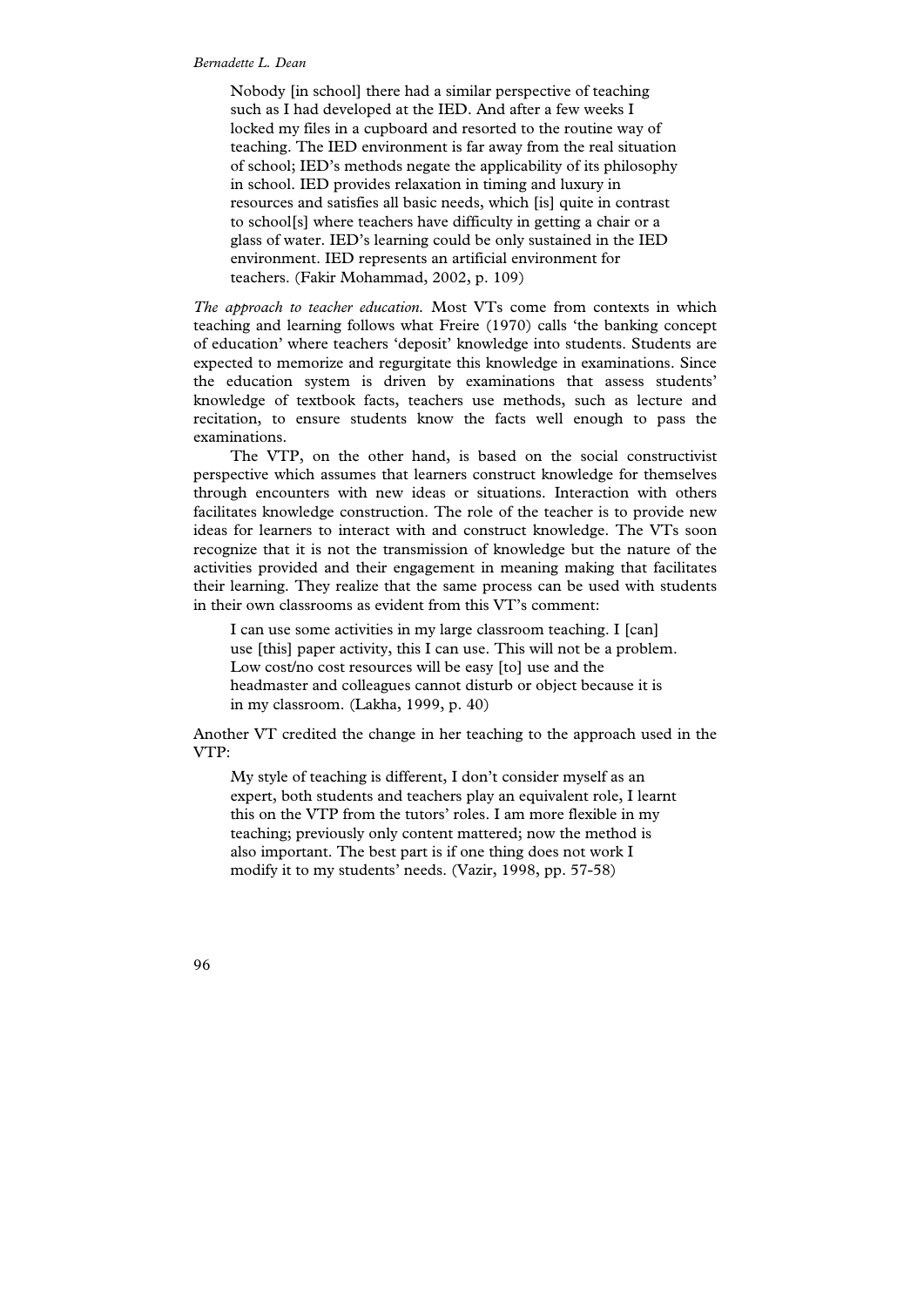> Nobody [in school] there had a similar perspective of teaching such as I had developed at the IED. And after a few weeks I locked my files in a cupboard and resorted to the routine way of teaching. The IED environment is far away from the real situation of school; IED's methods negate the applicability of its philosophy in school. IED provides relaxation in timing and luxury in resources and satisfies all basic needs, which [is] quite in contrast to school[s] where teachers have difficulty in getting a chair or a glass of water. IED's learning could be only sustained in the IED environment. IED represents an artificial environment for teachers. (Fakir Mohammad, 2002, p. 109)

*The approach to teacher education.* Most VTs come from contexts in which teaching and learning follows what Freire (1970) calls 'the banking concept of education' where teachers 'deposit' knowledge into students. Students are expected to memorize and regurgitate this knowledge in examinations. Since the education system is driven by examinations that assess students' knowledge of textbook facts, teachers use methods, such as lecture and recitation, to ensure students know the facts well enough to pass the examinations.

The VTP, on the other hand, is based on the social constructivist perspective which assumes that learners construct knowledge for themselves through encounters with new ideas or situations. Interaction with others facilitates knowledge construction. The role of the teacher is to provide new ideas for learners to interact with and construct knowledge. The VTs soon recognize that it is not the transmission of knowledge but the nature of the activities provided and their engagement in meaning making that facilitates their learning. They realize that the same process can be used with students in their own classrooms as evident from this VT's comment:

> I can use some activities in my large classroom teaching. I [can] use [this] paper activity, this I can use. This will not be a problem. Low cost/no cost resources will be easy [to] use and the headmaster and colleagues cannot disturb or object because it is in my classroom. (Lakha, 1999, p. 40)

Another VT credited the change in her teaching to the approach used in the VTP:

> My style of teaching is different, I don't consider myself as an expert, both students and teachers play an equivalent role, I learnt this on the VTP from the tutors' roles. I am more flexible in my teaching; previously only content mattered; now the method is also important. The best part is if one thing does not work I modify it to my students' needs. (Vazir, 1998, pp. 57-58)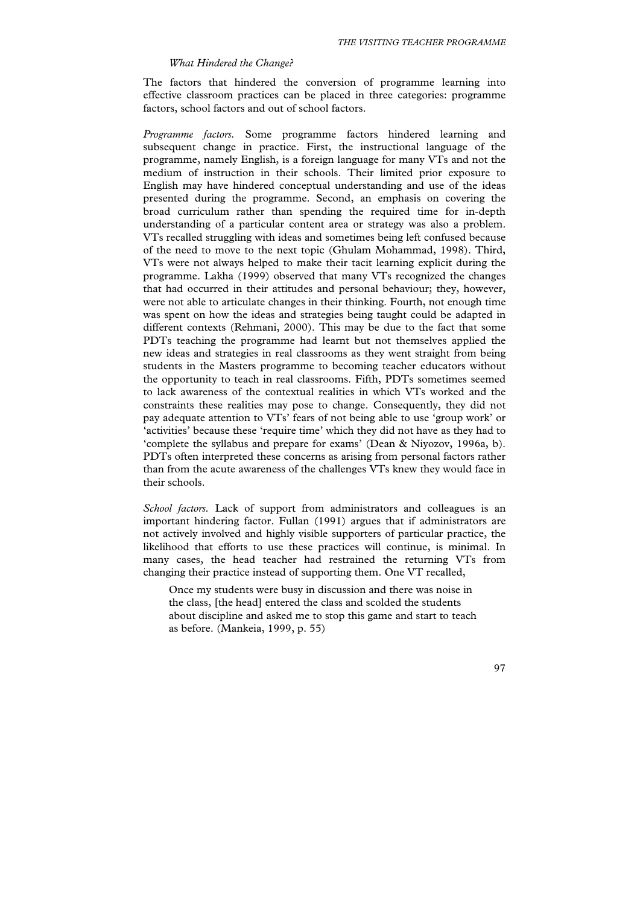### *What Hindered the Change?*

The factors that hindered the conversion of programme learning into effective classroom practices can be placed in three categories: programme factors, school factors and out of school factors.

*Programme factors.* Some programme factors hindered learning and subsequent change in practice. First, the instructional language of the programme, namely English, is a foreign language for many VTs and not the medium of instruction in their schools. Their limited prior exposure to English may have hindered conceptual understanding and use of the ideas presented during the programme. Second, an emphasis on covering the broad curriculum rather than spending the required time for in-depth understanding of a particular content area or strategy was also a problem. VTs recalled struggling with ideas and sometimes being left confused because of the need to move to the next topic (Ghulam Mohammad, 1998). Third, VTs were not always helped to make their tacit learning explicit during the programme. Lakha (1999) observed that many VTs recognized the changes that had occurred in their attitudes and personal behaviour; they, however, were not able to articulate changes in their thinking. Fourth, not enough time was spent on how the ideas and strategies being taught could be adapted in different contexts (Rehmani, 2000). This may be due to the fact that some PDTs teaching the programme had learnt but not themselves applied the new ideas and strategies in real classrooms as they went straight from being students in the Masters programme to becoming teacher educators without the opportunity to teach in real classrooms. Fifth, PDTs sometimes seemed to lack awareness of the contextual realities in which VTs worked and the constraints these realities may pose to change. Consequently, they did not pay adequate attention to VTs' fears of not being able to use 'group work' or 'activities' because these 'require time' which they did not have as they had to 'complete the syllabus and prepare for exams' (Dean & Niyozov, 1996a, b). PDTs often interpreted these concerns as arising from personal factors rather than from the acute awareness of the challenges VTs knew they would face in their schools.

*School factors.* Lack of support from administrators and colleagues is an important hindering factor. Fullan (1991) argues that if administrators are not actively involved and highly visible supporters of particular practice, the likelihood that efforts to use these practices will continue, is minimal. In many cases, the head teacher had restrained the returning VTs from changing their practice instead of supporting them. One VT recalled,

> Once my students were busy in discussion and there was noise in the class, [the head] entered the class and scolded the students about discipline and asked me to stop this game and start to teach as before. (Mankeia, 1999, p. 55)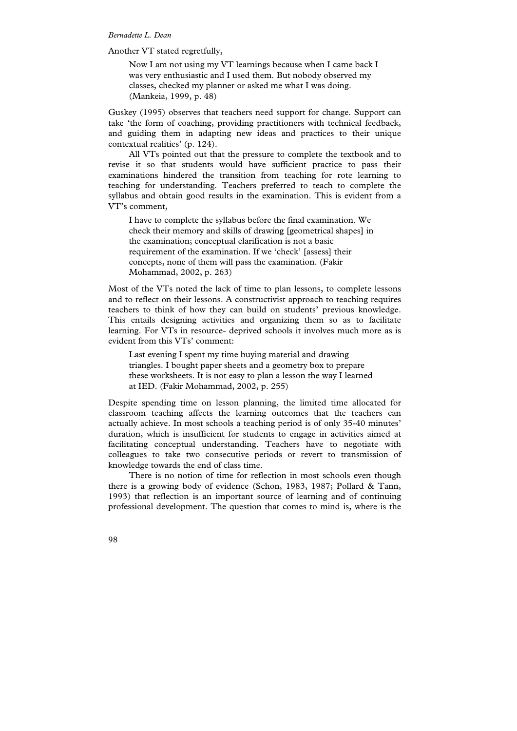Another VT stated regretfully,

> Now I am not using my VT learnings because when I came back I was very enthusiastic and I used them. But nobody observed my classes, checked my planner or asked me what I was doing. (Mankeia, 1999, p. 48)

Guskey (1995) observes that teachers need support for change. Support can take 'the form of coaching, providing practitioners with technical feedback, and guiding them in adapting new ideas and practices to their unique contextual realities' (p. 124).

All VTs pointed out that the pressure to complete the textbook and to revise it so that students would have sufficient practice to pass their examinations hindered the transition from teaching for rote learning to teaching for understanding. Teachers preferred to teach to complete the syllabus and obtain good results in the examination. This is evident from a VT's comment,

> I have to complete the syllabus before the final examination. We check their memory and skills of drawing [geometrical shapes] in the examination; conceptual clarification is not a basic requirement of the examination. If we 'check' [assess] their concepts, none of them will pass the examination. (Fakir Mohammad, 2002, p. 263)

Most of the VTs noted the lack of time to plan lessons, to complete lessons and to reflect on their lessons. A constructivist approach to teaching requires teachers to think of how they can build on students' previous knowledge. This entails designing activities and organizing them so as to facilitate learning. For VTs in resource- deprived schools it involves much more as is evident from this VTs' comment:

> Last evening I spent my time buying material and drawing triangles. I bought paper sheets and a geometry box to prepare these worksheets. It is not easy to plan a lesson the way I learned at IED. (Fakir Mohammad, 2002, p. 255)

Despite spending time on lesson planning, the limited time allocated for classroom teaching affects the learning outcomes that the teachers can actually achieve. In most schools a teaching period is of only 35-40 minutes' duration, which is insufficient for students to engage in activities aimed at facilitating conceptual understanding. Teachers have to negotiate with colleagues to take two consecutive periods or revert to transmission of knowledge towards the end of class time.

There is no notion of time for reflection in most schools even though there is a growing body of evidence (Schon, 1983, 1987; Pollard & Tann, 1993) that reflection is an important source of learning and of continuing professional development. The question that comes to mind is, where is the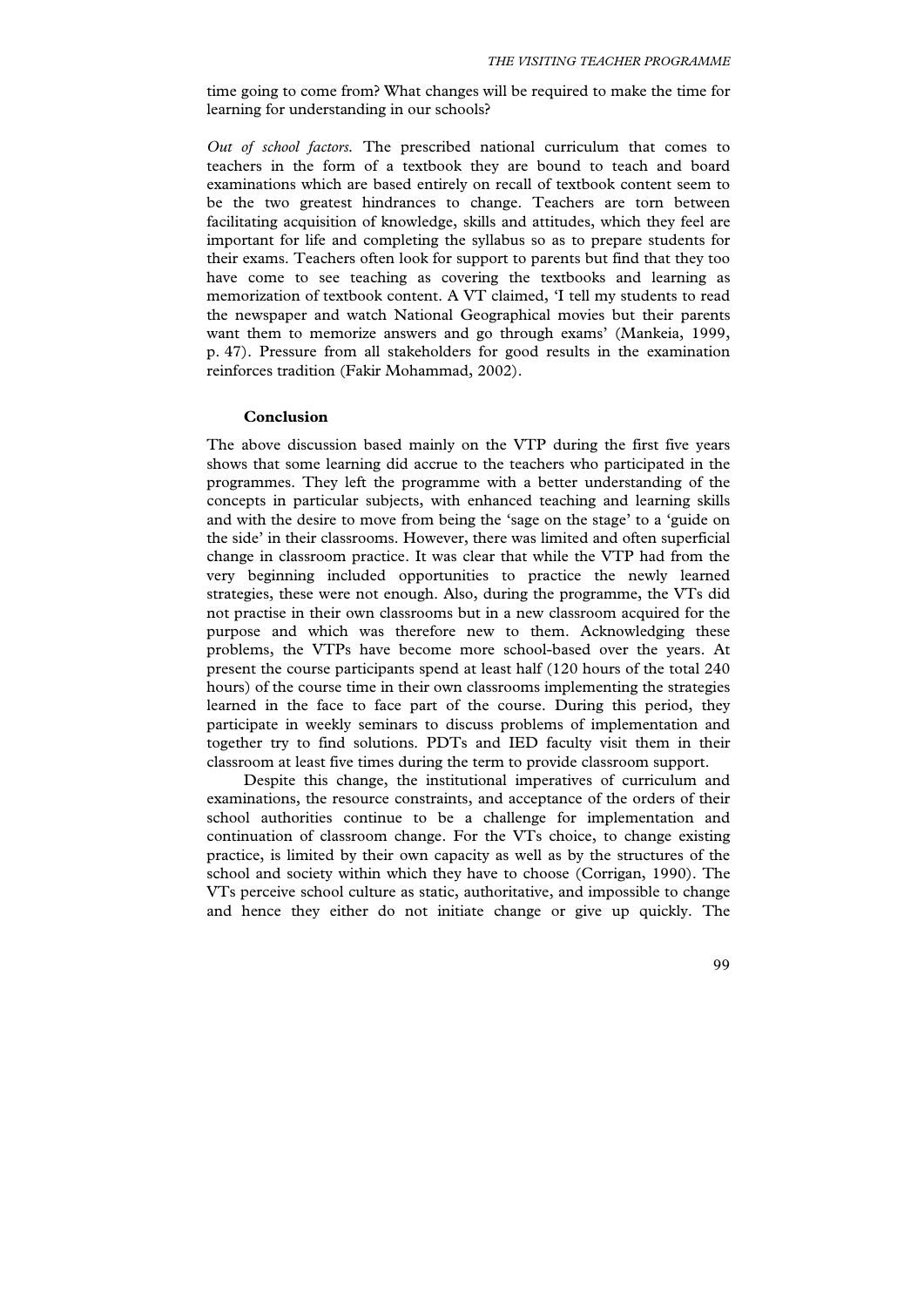time going to come from? What changes will be required to make the time for learning for understanding in our schools?

*Out of school factors.* The prescribed national curriculum that comes to teachers in the form of a textbook they are bound to teach and board examinations which are based entirely on recall of textbook content seem to be the two greatest hindrances to change. Teachers are torn between facilitating acquisition of knowledge, skills and attitudes, which they feel are important for life and completing the syllabus so as to prepare students for their exams. Teachers often look for support to parents but find that they too have come to see teaching as covering the textbooks and learning as memorization of textbook content. A VT claimed, 'I tell my students to read the newspaper and watch National Geographical movies but their parents want them to memorize answers and go through exams' (Mankeia, 1999, p. 47). Pressure from all stakeholders for good results in the examination reinforces tradition (Fakir Mohammad, 2002).

## Conclusion

The above discussion based mainly on the VTP during the first five years shows that some learning did accrue to the teachers who participated in the programmes. They left the programme with a better understanding of the concepts in particular subjects, with enhanced teaching and learning skills and with the desire to move from being the 'sage on the stage' to a 'guide on the side' in their classrooms. However, there was limited and often superficial change in classroom practice. It was clear that while the VTP had from the very beginning included opportunities to practice the newly learned strategies, these were not enough. Also, during the programme, the VTs did not practise in their own classrooms but in a new classroom acquired for the purpose and which was therefore new to them. Acknowledging these problems, the VTPs have become more school-based over the years. At present the course participants spend at least half (120 hours of the total 240 hours) of the course time in their own classrooms implementing the strategies learned in the face to face part of the course. During this period, they participate in weekly seminars to discuss problems of implementation and together try to find solutions. PDTs and IED faculty visit them in their classroom at least five times during the term to provide classroom support.

Despite this change, the institutional imperatives of curriculum and examinations, the resource constraints, and acceptance of the orders of their school authorities continue to be a challenge for implementation and continuation of classroom change. For the VTs choice, to change existing practice, is limited by their own capacity as well as by the structures of the school and society within which they have to choose (Corrigan, 1990). The VTs perceive school culture as static, authoritative, and impossible to change and hence they either do not initiate change or give up quickly. The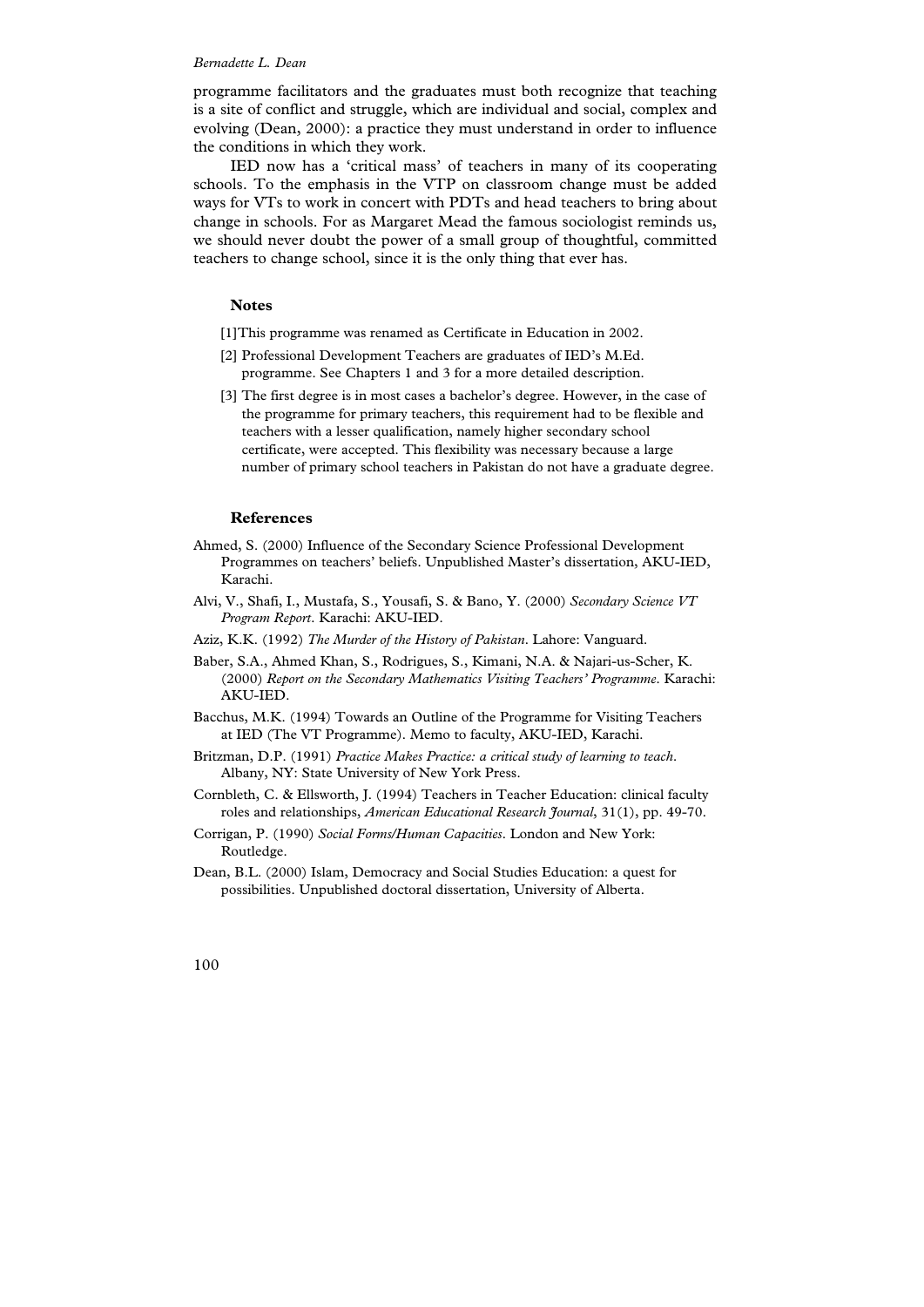programme facilitators and the graduates must both recognize that teaching is a site of conflict and struggle, which are individual and social, complex and evolving (Dean, 2000): a practice they must understand in order to influence the conditions in which they work.

IED now has a 'critical mass' of teachers in many of its cooperating schools. To the emphasis in the VTP on classroom change must be added ways for VTs to work in concert with PDTs and head teachers to bring about change in schools. For as Margaret Mead the famous sociologist reminds us, we should never doubt the power of a small group of thoughtful, committed teachers to change school, since it is the only thing that ever has.

## Notes

[1]This programme was renamed as Certificate in Education in 2002.

[2] Professional Development Teachers are graduates of IED's M.Ed. programme. See Chapters 1 and 3 for a more detailed description.

[3] The first degree is in most cases a bachelor's degree. However, in the case of the programme for primary teachers, this requirement had to be flexible and teachers with a lesser qualification, namely higher secondary school certificate, were accepted. This flexibility was necessary because a large number of primary school teachers in Pakistan do not have a graduate degree.

## References

Ahmed, S. (2000) Influence of the Secondary Science Professional Development Programmes on teachers' beliefs. Unpublished Master's dissertation, AKU-IED, Karachi.

Alvi, V., Shafi, I., Mustafa, S., Yousafi, S. & Bano, Y. (2000) *Secondary Science VT Program Report*. Karachi: AKU-IED.

Aziz, K.K. (1992) *The Murder of the History of Pakistan*. Lahore: Vanguard.

Baber, S.A., Ahmed Khan, S., Rodrigues, S., Kimani, N.A. & Najari-us-Scher, K. (2000) *Report on the Secondary Mathematics Visiting Teachers' Programme*. Karachi: AKU-IED.

Bacchus, M.K. (1994) Towards an Outline of the Programme for Visiting Teachers at IED (The VT Programme). Memo to faculty, AKU-IED, Karachi.

Britzman, D.P. (1991) *Practice Makes Practice: a critical study of learning to teach*. Albany, NY: State University of New York Press.

Cornbleth, C. & Ellsworth, J. (1994) Teachers in Teacher Education: clinical faculty roles and relationships, *American Educational Research Journal*, 31(1), pp. 49-70.

Corrigan, P. (1990) *Social Forms/Human Capacities*. London and New York: Routledge.

Dean, B.L. (2000) Islam, Democracy and Social Studies Education: a quest for possibilities. Unpublished doctoral dissertation, University of Alberta.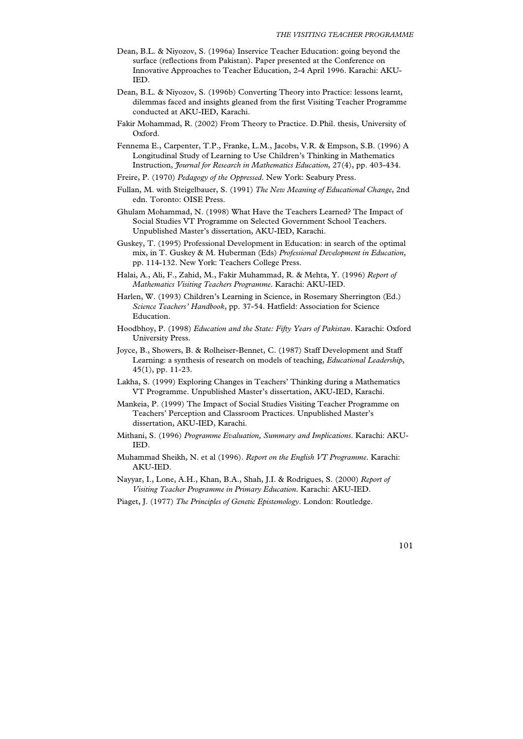Dean, B.L. & Niyozov, S. (1996a) Inservice Teacher Education: going beyond the surface (reflections from Pakistan). Paper presented at the Conference on Innovative Approaches to Teacher Education, 2-4 April 1996. Karachi: AKU-IED.

Dean, B.L. & Niyozov, S. (1996b) Converting Theory into Practice: lessons learnt, dilemmas faced and insights gleaned from the first Visiting Teacher Programme conducted at AKU-IED, Karachi.

Fakir Mohammad, R. (2002) From Theory to Practice. D.Phil. thesis, University of Oxford.

Fennema E., Carpenter, T.P., Franke, L.M., Jacobs, V.R. & Empson, S.B. (1996) A Longitudinal Study of Learning to Use Children's Thinking in Mathematics Instruction, *Journal for Research in Mathematics Education*, 27(4), pp. 403-434.

Freire, P. (1970) *Pedagogy of the Oppressed*. New York: Seabury Press.

Fullan, M. with Steigelbauer, S. (1991) *The New Meaning of Educational Change*, 2nd edn. Toronto: OISE Press.

Ghulam Mohammad, N. (1998) What Have the Teachers Learned? The Impact of Social Studies VT Programme on Selected Government School Teachers. Unpublished Master's dissertation, AKU-IED, Karachi.

Guskey, T. (1995) Professional Development in Education: in search of the optimal mix, in T. Guskey & M. Huberman (Eds) *Professional Development in Education*, pp. 114-132. New York: Teachers College Press.

Halai, A., Ali, F., Zahid, M., Fakir Muhammad, R. & Mehta, Y. (1996) *Report of Mathematics Visiting Teachers Programme*. Karachi: AKU-IED.

Harlen, W. (1993) Children's Learning in Science, in Rosemary Sherrington (Ed.) *Science Teachers' Handbook*, pp. 37-54. Hatfield: Association for Science Education.

Hoodbhoy, P. (1998) *Education and the State: Fifty Years of Pakistan*. Karachi: Oxford University Press.

Joyce, B., Showers, B. & Rolheiser-Bennet, C. (1987) Staff Development and Staff Learning: a synthesis of research on models of teaching, *Educational Leadership*, 45(1), pp. 11-23.

Lakha, S. (1999) Exploring Changes in Teachers' Thinking during a Mathematics VT Programme. Unpublished Master's dissertation, AKU-IED, Karachi.

Mankeia, P. (1999) The Impact of Social Studies Visiting Teacher Programme on Teachers' Perception and Classroom Practices. Unpublished Master's dissertation, AKU-IED, Karachi.

Mithani, S. (1996) *Programme Evaluation, Summary and Implications*. Karachi: AKU-IED.

Muhammad Sheikh, N. et al (1996). *Report on the English VT Programme*. Karachi: AKU-IED.

Nayyar, I., Lone, A.H., Khan, B.A., Shah, J.I. & Rodrigues, S. (2000) *Report of Visiting Teacher Programme in Primary Education*. Karachi: AKU-IED.

Piaget, J. (1977) *The Principles of Genetic Epistemology*. London: Routledge.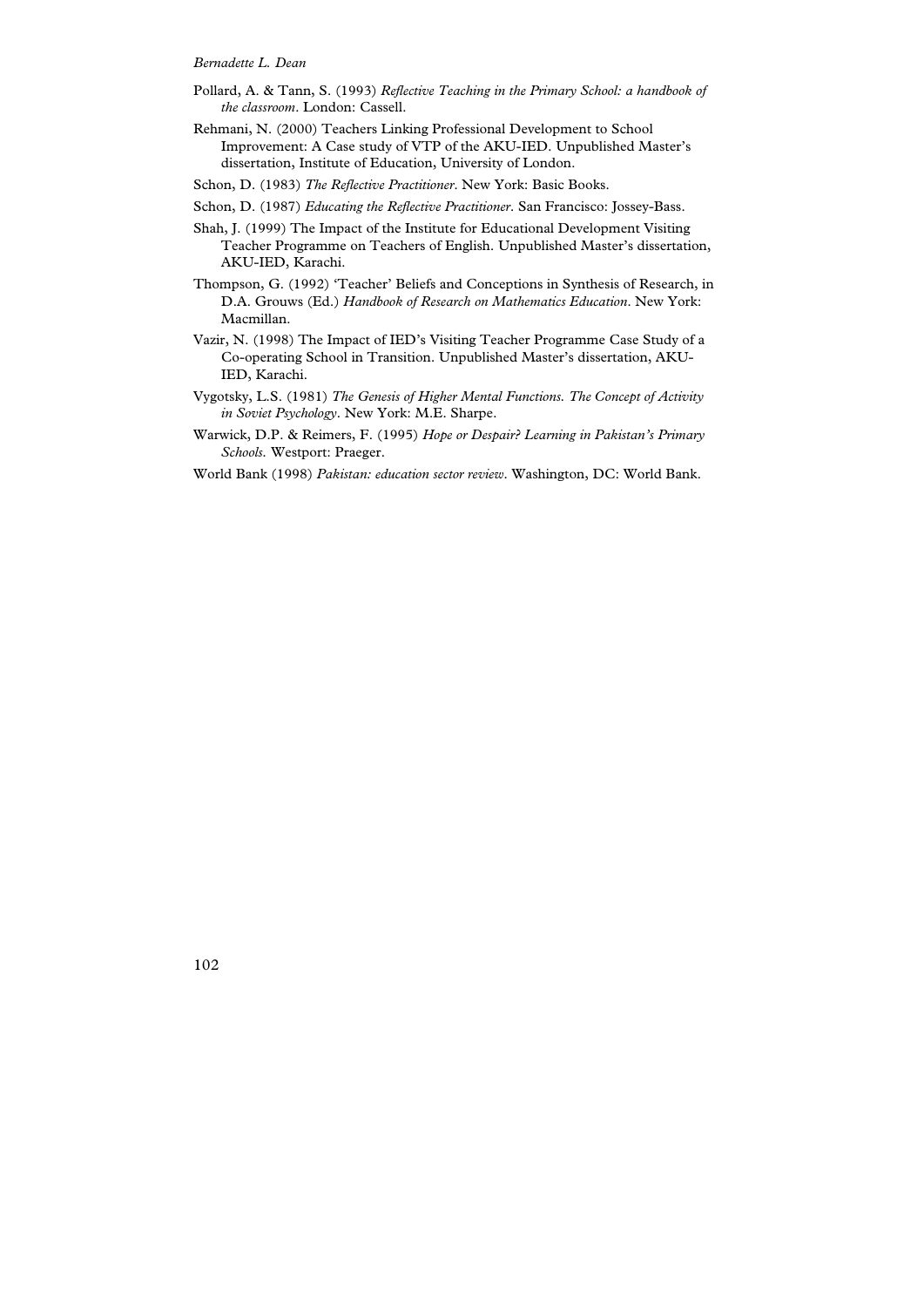Pollard, A. & Tann, S. (1993) *Reflective Teaching in the Primary School: a handbook of the classroom*. London: Cassell.

Rehmani, N. (2000) Teachers Linking Professional Development to School Improvement: A Case study of VTP of the AKU-IED. Unpublished Master's dissertation, Institute of Education, University of London.

Schon, D. (1983) *The Reflective Practitioner*. New York: Basic Books.

Schon, D. (1987) *Educating the Reflective Practitioner*. San Francisco: Jossey-Bass.

Shah, J. (1999) The Impact of the Institute for Educational Development Visiting Teacher Programme on Teachers of English. Unpublished Master's dissertation, AKU-IED, Karachi.

Thompson, G. (1992) 'Teacher' Beliefs and Conceptions in Synthesis of Research, in D.A. Grouws (Ed.) *Handbook of Research on Mathematics Education*. New York: Macmillan.

Vazir, N. (1998) The Impact of IED's Visiting Teacher Programme Case Study of a Co-operating School in Transition. Unpublished Master's dissertation, AKU-IED, Karachi.

Vygotsky, L.S. (1981) *The Genesis of Higher Mental Functions. The Concept of Activity in Soviet Psychology*. New York: M.E. Sharpe.

Warwick, D.P. & Reimers, F. (1995) *Hope or Despair? Learning in Pakistan's Primary Schools*. Westport: Praeger.

World Bank (1998) *Pakistan: education sector review*. Washington, DC: World Bank.